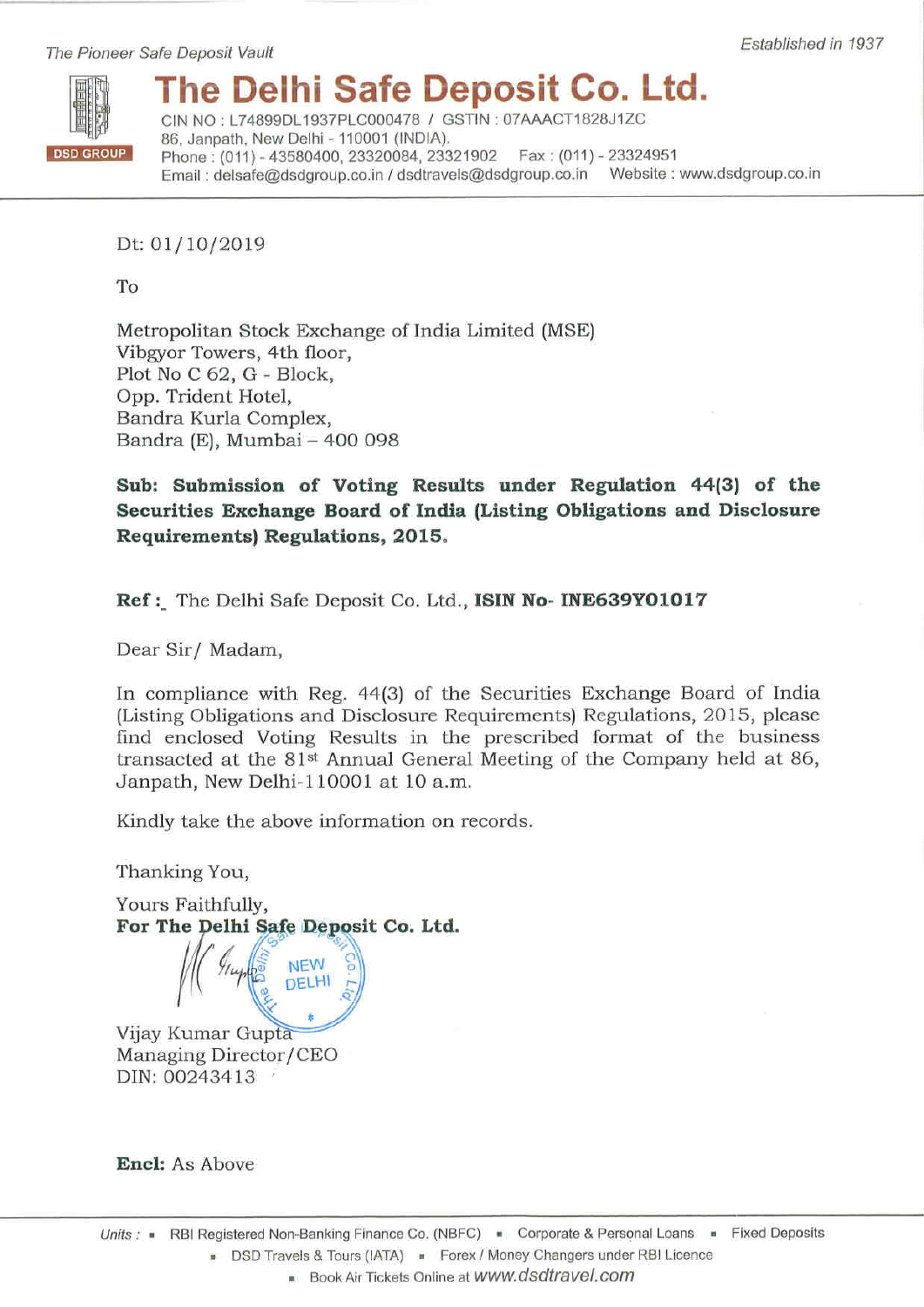The Pioneer Safe Deposit Vault

Established in 1937

# The Delhi Safe Deposit Co. Ltd.

CIN NO : L74899DL1937PLC000478 / GSTIN : 07AAACT1828J1ZC
86, Janpath, New Delhi - 110001 (INDIA).
Phone : (011) - 43580400, 23320084, 23321902 Fax : (011) - 23324951
Email : delsafe@dsdgroup.co.in / dsdtravels@dsdgroup.co.in Website : www.dsdgroup.co.in

DSD GROUP

Dt: 01/10/2019

To

Metropolitan Stock Exchange of India Limited (MSE)
Vibgyor Towers, 4th floor,
Plot No C 62, G - Block,
Opp. Trident Hotel,
Bandra Kurla Complex,
Bandra (E), Mumbai – 400 098

**Sub: Submission of Voting Results under Regulation 44(3) of the Securities Exchange Board of India (Listing Obligations and Disclosure Requirements) Regulations, 2015.**

**Ref :** The Delhi Safe Deposit Co. Ltd., **ISIN No- INE639Y01017**

Dear Sir/ Madam,

In compliance with Reg. 44(3) of the Securities Exchange Board of India (Listing Obligations and Disclosure Requirements) Regulations, 2015, please find enclosed Voting Results in the prescribed format of the business transacted at the 81st Annual General Meeting of the Company held at 86, Janpath, New Delhi-110001 at 10 a.m.

Kindly take the above information on records.

Thanking You,

Yours Faithfully,
**For The Delhi Safe Deposit Co. Ltd.**

Vijay Kumar Gupta
Managing Director/CEO
DIN: 00243413

**Encl:** As Above

Units : ▪ RBI Registered Non-Banking Finance Co. (NBFC) ▪ Corporate & Personal Loans ▪ Fixed Deposits
▪ DSD Travels & Tours (IATA) ▪ Forex / Money Changers under RBI Licence
▪ Book Air Tickets Online at www.dsdtravel.com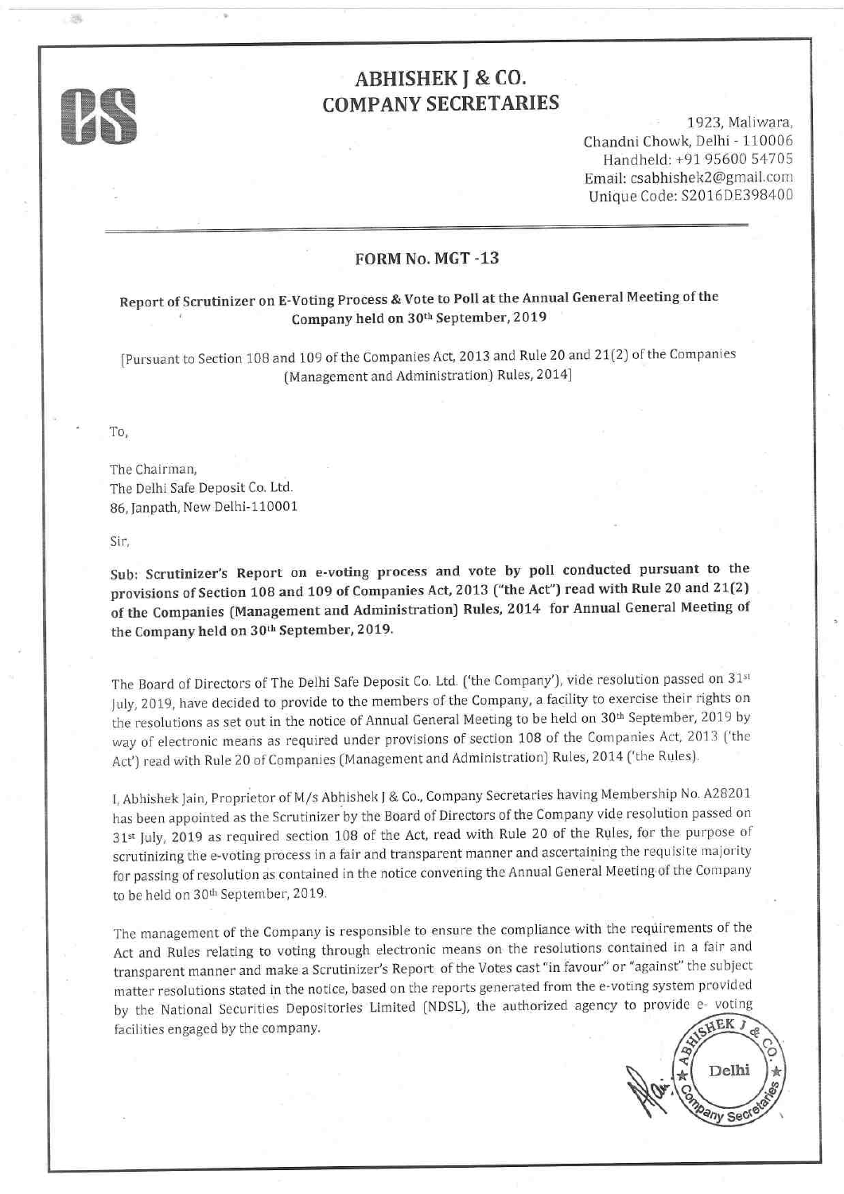# ABHISHEK J & CO.
## COMPANY SECRETARIES

1923, Maliwara,
Chandni Chowk, Delhi - 110006
Handheld: +91 95600 54705
Email: csabhishek2@gmail.com
Unique Code: S2016DE398400

---

### FORM No. MGT -13

**Report of Scrutinizer on E-Voting Process & Vote to Poll at the Annual General Meeting of the Company held on 30th September, 2019**

[Pursuant to Section 108 and 109 of the Companies Act, 2013 and Rule 20 and 21(2) of the Companies (Management and Administration) Rules, 2014]

To,

The Chairman,
The Delhi Safe Deposit Co. Ltd.
86, Janpath, New Delhi-110001

Sir,

**Sub: Scrutinizer's Report on e-voting process and vote by poll conducted pursuant to the provisions of Section 108 and 109 of Companies Act, 2013 ("the Act") read with Rule 20 and 21(2) of the Companies (Management and Administration) Rules, 2014 for Annual General Meeting of the Company held on 30th September, 2019.**

The Board of Directors of The Delhi Safe Deposit Co. Ltd. ('the Company'), vide resolution passed on 31st July, 2019, have decided to provide to the members of the Company, a facility to exercise their rights on the resolutions as set out in the notice of Annual General Meeting to be held on 30th September, 2019 by way of electronic means as required under provisions of section 108 of the Companies Act, 2013 ('the Act') read with Rule 20 of Companies (Management and Administration) Rules, 2014 ('the Rules).

I, Abhishek Jain, Proprietor of M/s Abhishek J & Co., Company Secretaries having Membership No. A28201 has been appointed as the Scrutinizer by the Board of Directors of the Company vide resolution passed on 31st July, 2019 as required section 108 of the Act, read with Rule 20 of the Rules, for the purpose of scrutinizing the e-voting process in a fair and transparent manner and ascertaining the requisite majority for passing of resolution as contained in the notice convening the Annual General Meeting of the Company to be held on 30th September, 2019.

The management of the Company is responsible to ensure the compliance with the requirements of the Act and Rules relating to voting through electronic means on the resolutions contained in a fair and transparent manner and make a Scrutinizer's Report of the Votes cast "in favour" or "against" the subject matter resolutions stated in the notice, based on the reports generated from the e-voting system provided by the National Securities Depositories Limited (NDSL), the authorized agency to provide e- voting facilities engaged by the company.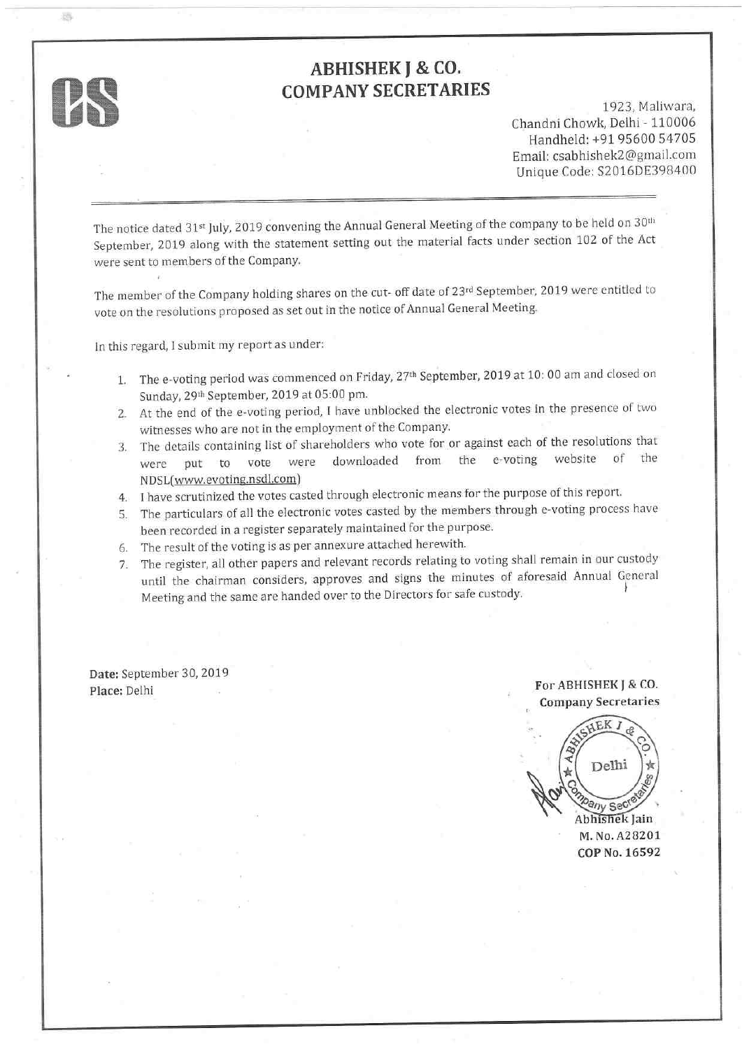# ABHISHEK J & CO.
## COMPANY SECRETARIES

1923, Maliwara,
Chandni Chowk, Delhi - 110006
Handheld: +91 95600 54705
Email: csabhishek2@gmail.com
Unique Code: S2016DE398400

---

The notice dated 31st July, 2019 convening the Annual General Meeting of the company to be held on 30th September, 2019 along with the statement setting out the material facts under section 102 of the Act were sent to members of the Company.

The member of the Company holding shares on the cut- off date of 23rd September, 2019 were entitled to vote on the resolutions proposed as set out in the notice of Annual General Meeting.

In this regard, I submit my report as under:

1. The e-voting period was commenced on Friday, 27th September, 2019 at 10: 00 am and closed on Sunday, 29th September, 2019 at 05:00 pm.
2. At the end of the e-voting period, I have unblocked the electronic votes in the presence of two witnesses who are not in the employment of the Company.
3. The details containing list of shareholders who vote for or against each of the resolutions that were put to vote were downloaded from the e-voting website of the NDSL(www.evoting.nsdl.com)
4. I have scrutinized the votes casted through electronic means for the purpose of this report.
5. The particulars of all the electronic votes casted by the members through e-voting process have been recorded in a register separately maintained for the purpose.
6. The result of the voting is as per annexure attached herewith.
7. The register, all other papers and relevant records relating to voting shall remain in our custody until the chairman considers, approves and signs the minutes of aforesaid Annual General Meeting and the same are handed over to the Directors for safe custody.

**Date:** September 30, 2019
**Place:** Delhi

**For ABHISHEK J & CO.**
**Company Secretaries**

Abhishek Jain
**M. No. A28201**
**COP No. 16592**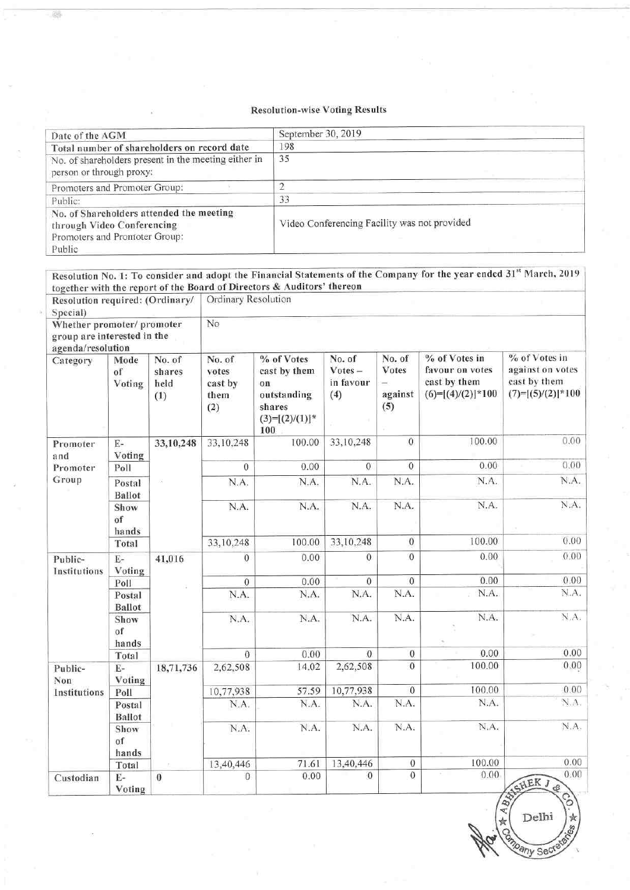## Resolution-wise Voting Results

| | |
|---|---|
| Date of the AGM | September 30, 2019 |
| Total number of shareholders on record date | 198 |
| No. of shareholders present in the meeting either in person or through proxy: | 35 |
| Promoters and Promoter Group: | 2 |
| Public: | 33 |
| No. of Shareholders attended the meeting through Video Conferencing Promoters and Promoter Group: Public | Video Conferencing Facility was not provided |

**Resolution No. 1: To consider and adopt the Financial Statements of the Company for the year ended 31st March, 2019 together with the report of the Board of Directors & Auditors' thereon**

| | |
|---|---|
| **Resolution required: (Ordinary/ Special)** | Ordinary Resolution |
| **Whether promoter/ promoter group are interested in the agenda/resolution** | No |

| Category | Mode of Voting | No. of shares held (1) | No. of votes cast by them (2) | % of Votes cast by them on outstanding shares (3)=[(2)/(1)]* 100 | No. of Votes – in favour (4) | No. of Votes – against (5) | % of Votes in favour on votes cast by them (6)=[(4)/(2)]*100 | % of Votes in against on votes cast by them (7)=[(5)/(2)]*100 |
|---|---|---|---|---|---|---|---|---|
| Promoter and Promoter Group | E-Voting | 33,10,248 | 33,10,248 | 100.00 | 33,10,248 | 0 | 100.00 | 0.00 |
| | Poll | | 0 | 0.00 | 0 | 0 | 0.00 | 0.00 |
| | Postal Ballot | | N.A. | N.A. | N.A. | N.A. | N.A. | N.A. |
| | Show of hands | | N.A. | N.A. | N.A. | N.A. | N.A. | N.A. |
| | Total | | 33,10,248 | 100.00 | 33,10,248 | 0 | 100.00 | 0.00 |
| Public-Institutions | E-Voting | 41,016 | 0 | 0.00 | 0 | 0 | 0.00 | 0.00 |
| | Poll | | 0 | 0.00 | 0 | 0 | 0.00 | 0.00 |
| | Postal Ballot | | N.A. | N.A. | N.A. | N.A. | N.A. | N.A. |
| | Show of hands | | N.A. | N.A. | N.A. | N.A. | N.A. | N.A. |
| | Total | | 0 | 0.00 | 0 | 0 | 0.00 | 0.00 |
| Public-Non Institutions | E-Voting | 18,71,736 | 2,62,508 | 14.02 | 2,62,508 | 0 | 100.00 | 0.00 |
| | Poll | | 10,77,938 | 57.59 | 10,77,938 | 0 | 100.00 | 0.00 |
| | Postal Ballot | | N.A. | N.A. | N.A. | N.A. | N.A. | N.A. |
| | Show of hands | | N.A. | N.A. | N.A. | N.A. | N.A. | N.A. |
| | Total | | 13,40,446 | 71.61 | 13,40,446 | 0 | 100.00 | 0.00 |
| Custodian | E-Voting | 0 | 0 | 0.00 | 0 | 0 | 0.00 | 0.00 |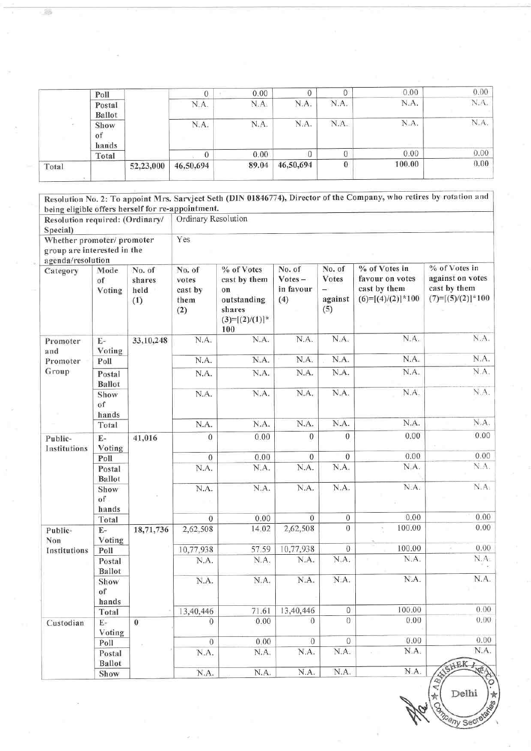| | Mode of Voting | No. of shares held (1) | No. of votes cast by them (2) | % of Votes cast by them on outstanding shares (3)=[(2)/(1)]*100 | No. of Votes – in favour (4) | No. of Votes – against (5) | % of Votes in favour on votes cast by them (6)=[(4)/(2)]*100 | % of Votes in against on votes cast by them (7)=[(5)/(2)]*100 |
|---|---|---|---|---|---|---|---|---|
| | Poll | | 0 | 0.00 | 0 | 0 | 0.00 | 0.00 |
| | Postal Ballot | | N.A. | N.A. | N.A. | N.A. | N.A. | N.A. |
| | Show of hands | | N.A. | N.A. | N.A. | N.A. | N.A. | N.A. |
| | Total | | 0 | 0.00 | 0 | 0 | 0.00 | 0.00 |
| Total | | 52,23,000 | 46,50,694 | 89.04 | 46,50,694 | 0 | 100.00 | 0.00 |

| Resolution No. 2: To appoint Mrs. Sarvjeet Seth (DIN 01846774), Director of the Company, who retires by rotation and being eligible offers herself for re-appointment. | | | | | | | | |
|---|---|---|---|---|---|---|---|---|
| Resolution required: (Ordinary/ Special) | | | Ordinary Resolution | | | | | |
| Whether promoter/ promoter group are interested in the agenda/resolution | | | Yes | | | | | |
| Category | Mode of Voting | No. of shares held (1) | No. of votes cast by them (2) | % of Votes cast by them on outstanding shares (3)=[(2)/(1)]*100 | No. of Votes – in favour (4) | No. of Votes – against (5) | % of Votes in favour on votes cast by them (6)=[(4)/(2)]*100 | % of Votes in against on votes cast by them (7)=[(5)/(2)]*100 |
| Promoter and Promoter Group | E-Voting | 33,10,248 | N.A. | N.A. | N.A. | N.A. | N.A. | N.A. |
| | Poll | | N.A. | N.A. | N.A. | N.A. | N.A. | N.A. |
| | Postal Ballot | | N.A. | N.A. | N.A. | N.A. | N.A. | N.A. |
| | Show of hands | | N.A. | N.A. | N.A. | N.A. | N.A. | N.A. |
| | Total | | N.A. | N.A. | N.A. | N.A. | N.A. | N.A. |
| Public-Institutions | E-Voting | 41,016 | 0 | 0.00 | 0 | 0 | 0.00 | 0.00 |
| | Poll | | 0 | 0.00 | 0 | 0 | 0.00 | 0.00 |
| | Postal Ballot | | N.A. | N.A. | N.A. | N.A. | N.A. | N.A. |
| | Show of hands | | N.A. | N.A. | N.A. | N.A. | N.A. | N.A. |
| | Total | | 0 | 0.00 | 0 | 0 | 0.00 | 0.00 |
| Public-Non Institutions | E-Voting | 18,71,736 | 2,62,508 | 14.02 | 2,62,508 | 0 | 100.00 | 0.00 |
| | Poll | | 10,77,938 | 57.59 | 10,77,938 | 0 | 100.00 | 0.00 |
| | Postal Ballot | | N.A. | N.A. | N.A. | N.A. | N.A. | N.A. |
| | Show of hands | | N.A. | N.A. | N.A. | N.A. | N.A. | N.A. |
| | Total | | 13,40,446 | 71.61 | 13,40,446 | 0 | 100.00 | 0.00 |
| Custodian | E-Voting | 0 | 0 | 0.00 | 0 | 0 | 0.00 | 0.00 |
| | Poll | | 0 | 0.00 | 0 | 0 | 0.00 | 0.00 |
| | Postal Ballot | | N.A. | N.A. | N.A. | N.A. | N.A. | N.A. |
| | Show | | N.A. | N.A. | N.A. | N.A. | N.A. | |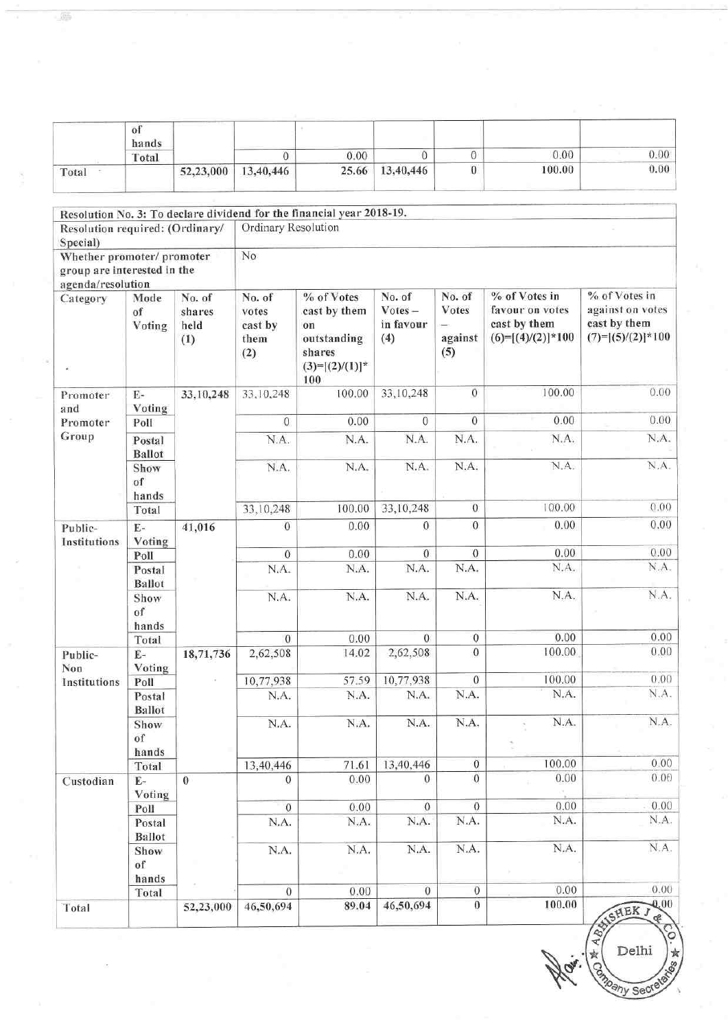| | of hands | | | | | | | |
|---|---|---|---|---|---|---|---|---|
| | Total | | 0 | 0.00 | 0 | 0 | 0.00 | 0.00 |
| Total | | 52,23,000 | 13,40,446 | 25.66 | 13,40,446 | 0 | 100.00 | 0.00 |

| Resolution No. 3: To declare dividend for the financial year 2018-19. | | | | | | | | |
|---|---|---|---|---|---|---|---|---|
| Resolution required: (Ordinary/ Special) | | Ordinary Resolution | | | | | | |
| Whether promoter/ promoter group are interested in the agenda/resolution | | No | | | | | | |
| Category | Mode of Voting | No. of shares held (1) | No. of votes cast by them (2) | % of Votes cast by them on outstanding shares (3)=[(2)/(1)]* 100 | No. of Votes – in favour (4) | No. of Votes – against (5) | % of Votes in favour on votes cast by them (6)=[(4)/(2)]*100 | % of Votes in against on votes cast by them (7)=[(5)/(2)]*100 |
| Promoter and Promoter Group | E-Voting | 33,10,248 | 33,10,248 | 100.00 | 33,10,248 | 0 | 100.00 | 0.00 |
| | Poll | | 0 | 0.00 | 0 | 0 | 0.00 | 0.00 |
| | Postal Ballot | | N.A. | N.A. | N.A. | N.A. | N.A. | N.A. |
| | Show of hands | | N.A. | N.A. | N.A. | N.A. | N.A. | N.A. |
| | Total | | 33,10,248 | 100.00 | 33,10,248 | 0 | 100.00 | 0.00 |
| Public-Institutions | E-Voting | 41,016 | 0 | 0.00 | 0 | 0 | 0.00 | 0.00 |
| | Poll | | 0 | 0.00 | 0 | 0 | 0.00 | 0.00 |
| | Postal Ballot | | N.A. | N.A. | N.A. | N.A. | N.A. | N.A. |
| | Show of hands | | N.A. | N.A. | N.A. | N.A. | N.A. | N.A. |
| | Total | | 0 | 0.00 | 0 | 0 | 0.00 | 0.00 |
| Public-Non Institutions | E-Voting | 18,71,736 | 2,62,508 | 14.02 | 2,62,508 | 0 | 100.00 | 0.00 |
| | Poll | | 10,77,938 | 57.59 | 10,77,938 | 0 | 100.00 | 0.00 |
| | Postal Ballot | | N.A. | N.A. | N.A. | N.A. | N.A. | N.A. |
| | Show of hands | | N.A. | N.A. | N.A. | N.A. | N.A. | N.A. |
| | Total | | 13,40,446 | 71.61 | 13,40,446 | 0 | 100.00 | 0.00 |
| Custodian | E-Voting | 0 | 0 | 0.00 | 0 | 0 | 0.00 | 0.00 |
| | Poll | | 0 | 0.00 | 0 | 0 | 0.00 | 0.00 |
| | Postal Ballot | | N.A. | N.A. | N.A. | N.A. | N.A. | N.A. |
| | Show of hands | | N.A. | N.A. | N.A. | N.A. | N.A. | N.A. |
| | Total | | 0 | 0.00 | 0 | 0 | 0.00 | 0.00 |
| Total | | 52,23,000 | 46,50,694 | 89.04 | 46,50,694 | 0 | 100.00 | 0.00 |

ABHISHEK J & CO. Company Secretaries Delhi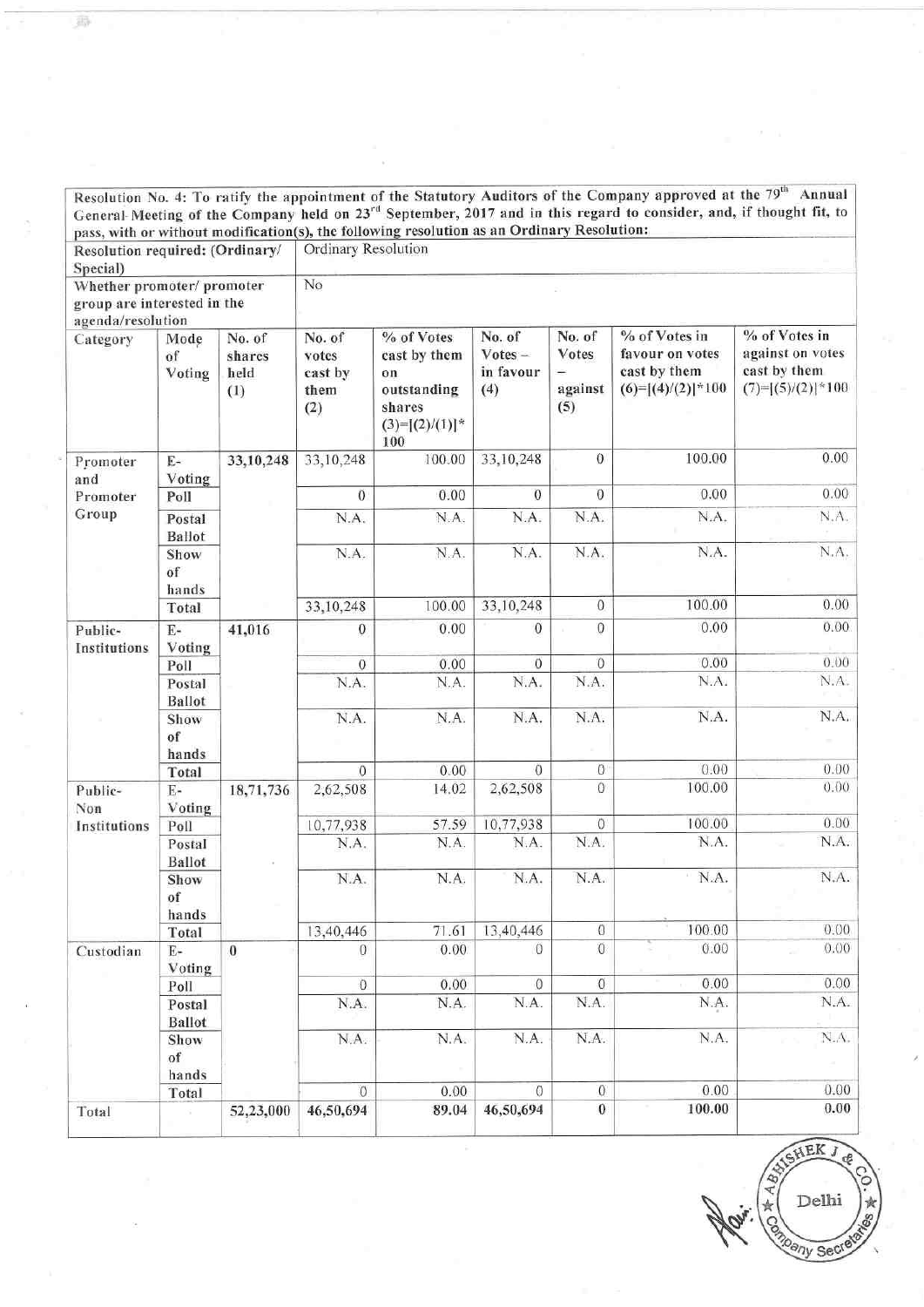| Resolution No. 4: To ratify the appointment of the Statutory Auditors of the Company approved at the 79th Annual General Meeting of the Company held on 23rd September, 2017 and in this regard to consider, and, if thought fit, to pass, with or without modification(s), the following resolution as an Ordinary Resolution: | | | | | | | | |
|---|---|---|---|---|---|---|---|---|
| Resolution required: (Ordinary/ Special) | | Ordinary Resolution | | | | | | |
| Whether promoter/ promoter group are interested in the agenda/resolution | | No | | | | | | |
| Category | Mode of Voting | No. of shares held (1) | No. of votes cast by them (2) | % of Votes cast by them on outstanding shares (3)=[(2)/(1)]*100 | No. of Votes – in favour (4) | No. of Votes – against (5) | % of Votes in favour on votes cast by them (6)=[(4)/(2)]*100 | % of Votes in against on votes cast by them (7)=[(5)/(2)]*100 |
| Promoter and Promoter Group | E-Voting | 33,10,248 | 33,10,248 | 100.00 | 33,10,248 | 0 | 100.00 | 0.00 |
| | Poll | | 0 | 0.00 | 0 | 0 | 0.00 | 0.00 |
| | Postal Ballot | | N.A. | N.A. | N.A. | N.A. | N.A. | N.A. |
| | Show of hands | | N.A. | N.A. | N.A. | N.A. | N.A. | N.A. |
| | Total | | 33,10,248 | 100.00 | 33,10,248 | 0 | 100.00 | 0.00 |
| Public-Institutions | E-Voting | 41,016 | 0 | 0.00 | 0 | 0 | 0.00 | 0.00 |
| | Poll | | 0 | 0.00 | 0 | 0 | 0.00 | 0.00 |
| | Postal Ballot | | N.A. | N.A. | N.A. | N.A. | N.A. | N.A. |
| | Show of hands | | N.A. | N.A. | N.A. | N.A. | N.A. | N.A. |
| | Total | | 0 | 0.00 | 0 | 0 | 0.00 | 0.00 |
| Public-Non Institutions | E-Voting | 18,71,736 | 2,62,508 | 14.02 | 2,62,508 | 0 | 100.00 | 0.00 |
| | Poll | | 10,77,938 | 57.59 | 10,77,938 | 0 | 100.00 | 0.00 |
| | Postal Ballot | | N.A. | N.A. | N.A. | N.A. | N.A. | N.A. |
| | Show of hands | | N.A. | N.A. | N.A. | N.A. | N.A. | N.A. |
| | Total | | 13,40,446 | 71.61 | 13,40,446 | 0 | 100.00 | 0.00 |
| Custodian | E-Voting | 0 | 0 | 0.00 | 0 | 0 | 0.00 | 0.00 |
| | Poll | | 0 | 0.00 | 0 | 0 | 0.00 | 0.00 |
| | Postal Ballot | | N.A. | N.A. | N.A. | N.A. | N.A. | N.A. |
| | Show of hands | | N.A. | N.A. | N.A. | N.A. | N.A. | N.A. |
| | Total | | 0 | 0.00 | 0 | 0 | 0.00 | 0.00 |
| Total | | 52,23,000 | 46,50,694 | 89.04 | 46,50,694 | 0 | 100.00 | 0.00 |

ABHISHEK J & CO. Delhi Company Secretaries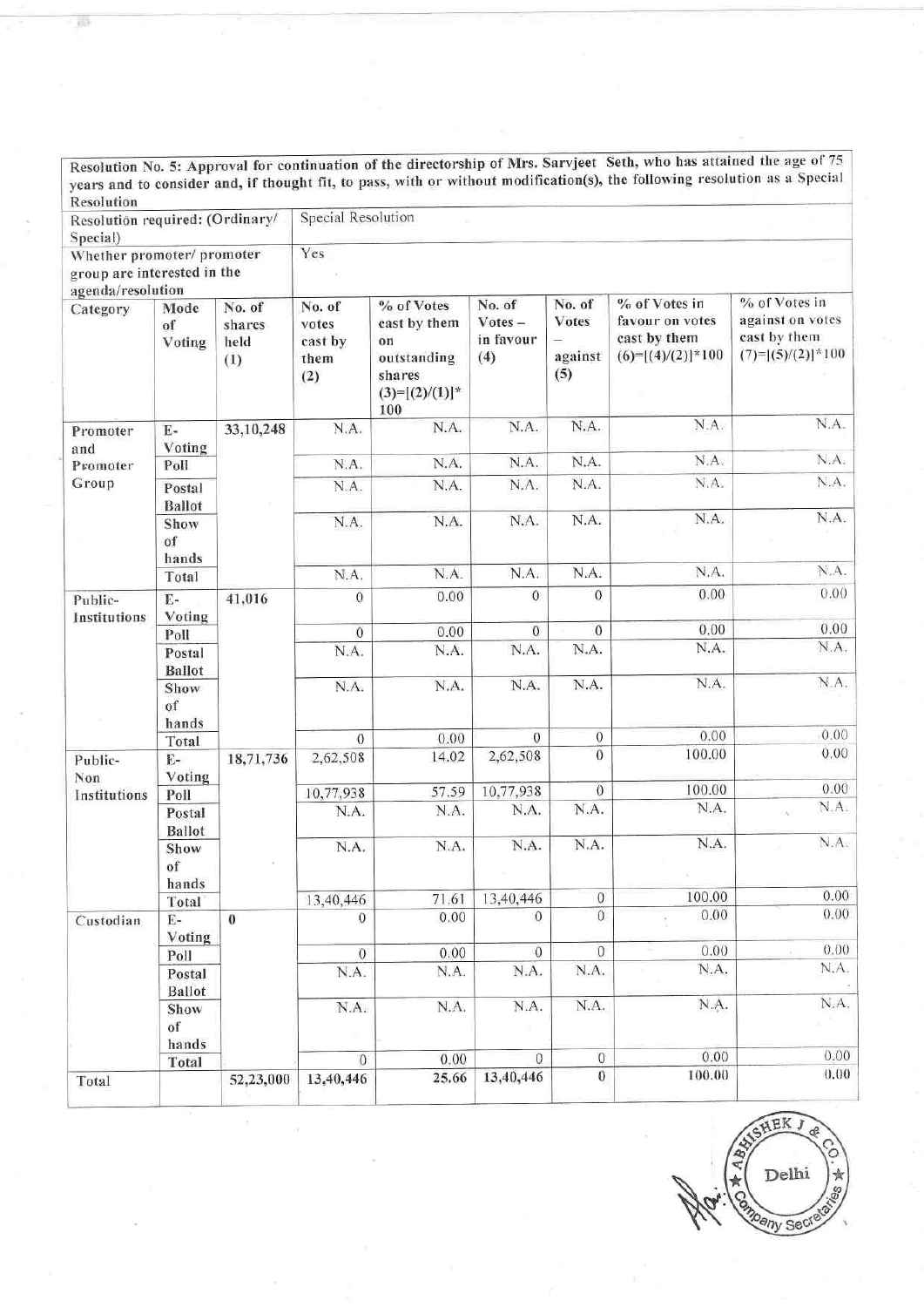| Resolution No. 5: Approval for continuation of the directorship of Mrs. Sarvjeet Seth, who has attained the age of 75 years and to consider and, if thought fit, to pass, with or without modification(s), the following resolution as a Special Resolution | | | | | | | | |
|---|---|---|---|---|---|---|---|---|
| Resolution required: (Ordinary/ Special) | | | Special Resolution | | | | | |
| Whether promoter/ promoter group are interested in the agenda/resolution | | | Yes | | | | | |
| Category | Mode of Voting | No. of shares held (1) | No. of votes cast by them (2) | % of Votes cast by them on outstanding shares (3)=[(2)/(1)]* 100 | No. of Votes – in favour (4) | No. of Votes – against (5) | % of Votes in favour on votes cast by them (6)=[(4)/(2)]*100 | % of Votes in against on votes cast by them (7)=[(5)/(2)]*100 |
| Promoter and Promoter Group | E-Voting | 33,10,248 | N.A. | N.A. | N.A. | N.A. | N.A. | N.A. |
| | Poll | | N.A. | N.A. | N.A. | N.A. | N.A. | N.A. |
| | Postal Ballot | | N.A. | N.A. | N.A. | N.A. | N.A. | N.A. |
| | Show of hands | | N.A. | N.A. | N.A. | N.A. | N.A. | N.A. |
| | Total | | N.A. | N.A. | N.A. | N.A. | N.A. | N.A. |
| Public-Institutions | E-Voting | 41,016 | 0 | 0.00 | 0 | 0 | 0.00 | 0.00 |
| | Poll | | 0 | 0.00 | 0 | 0 | 0.00 | 0.00 |
| | Postal Ballot | | N.A. | N.A. | N.A. | N.A. | N.A. | N.A. |
| | Show of hands | | N.A. | N.A. | N.A. | N.A. | N.A. | N.A. |
| | Total | | 0 | 0.00 | 0 | 0 | 0.00 | 0.00 |
| Public-Non Institutions | E-Voting | 18,71,736 | 2,62,508 | 14.02 | 2,62,508 | 0 | 100.00 | 0.00 |
| | Poll | | 10,77,938 | 57.59 | 10,77,938 | 0 | 100.00 | 0.00 |
| | Postal Ballot | | N.A. | N.A. | N.A. | N.A. | N.A. | N.A. |
| | Show of hands | | N.A. | N.A. | N.A. | N.A. | N.A. | N.A. |
| | Total | | 13,40,446 | 71.61 | 13,40,446 | 0 | 100.00 | 0.00 |
| Custodian | E-Voting | 0 | 0 | 0.00 | 0 | 0 | 0.00 | 0.00 |
| | Poll | | 0 | 0.00 | 0 | 0 | 0.00 | 0.00 |
| | Postal Ballot | | N.A. | N.A. | N.A. | N.A. | N.A. | N.A. |
| | Show of hands | | N.A. | N.A. | N.A. | N.A. | N.A. | N.A. |
| | Total | | 0 | 0.00 | 0 | 0 | 0.00 | 0.00 |
| Total | | 52,23,000 | 13,40,446 | 25.66 | 13,40,446 | 0 | 100.00 | 0.00 |

ABHISHEK J & CO.
Delhi
Company Secretaries